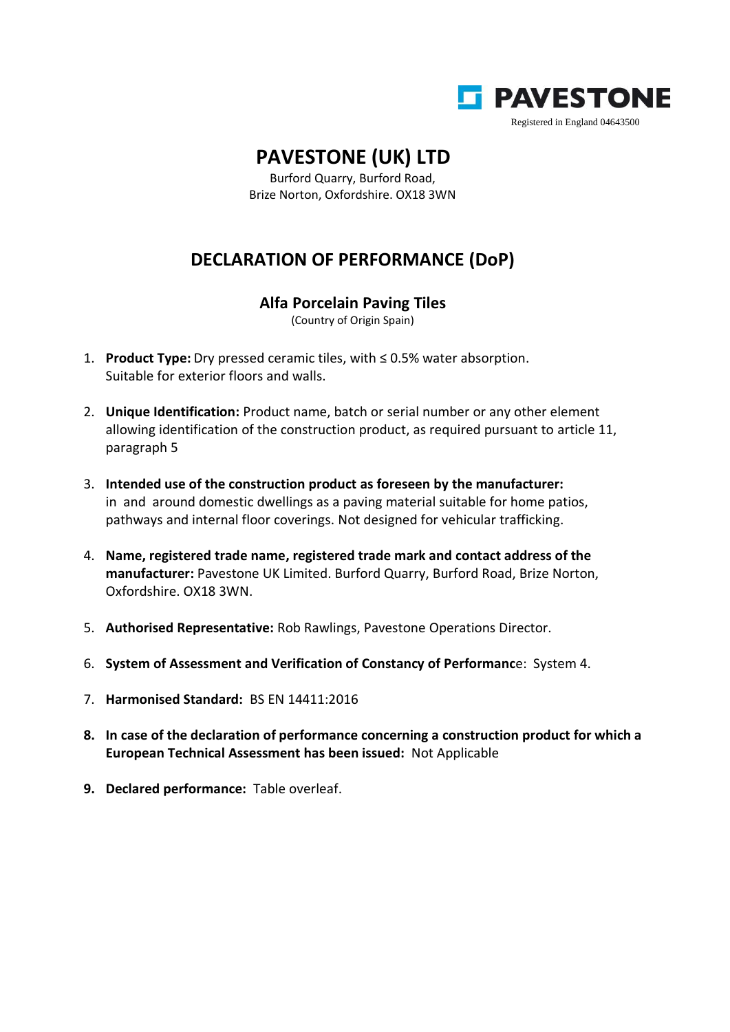PAVESTONE

Registered in England 04643500

# PAVESTONE (UK) LTD

Burford Quarry, Burford Road,
Brize Norton, Oxfordshire. OX18 3WN

## DECLARATION OF PERFORMANCE (DoP)

### Alfa Porcelain Paving Tiles

(Country of Origin Spain)

1. **Product Type:** Dry pressed ceramic tiles, with ≤ 0.5% water absorption. Suitable for exterior floors and walls.

2. **Unique Identification:** Product name, batch or serial number or any other element allowing identification of the construction product, as required pursuant to article 11, paragraph 5

3. **Intended use of the construction product as foreseen by the manufacturer:** in and around domestic dwellings as a paving material suitable for home patios, pathways and internal floor coverings. Not designed for vehicular trafficking.

4. **Name, registered trade name, registered trade mark and contact address of the manufacturer:** Pavestone UK Limited. Burford Quarry, Burford Road, Brize Norton, Oxfordshire. OX18 3WN.

5. **Authorised Representative:** Rob Rawlings, Pavestone Operations Director.

6. **System of Assessment and Verification of Constancy of Performanc**e: System 4.

7. **Harmonised Standard:** BS EN 14411:2016

8. **In case of the declaration of performance concerning a construction product for which a European Technical Assessment has been issued:** Not Applicable

9. **Declared performance:** Table overleaf.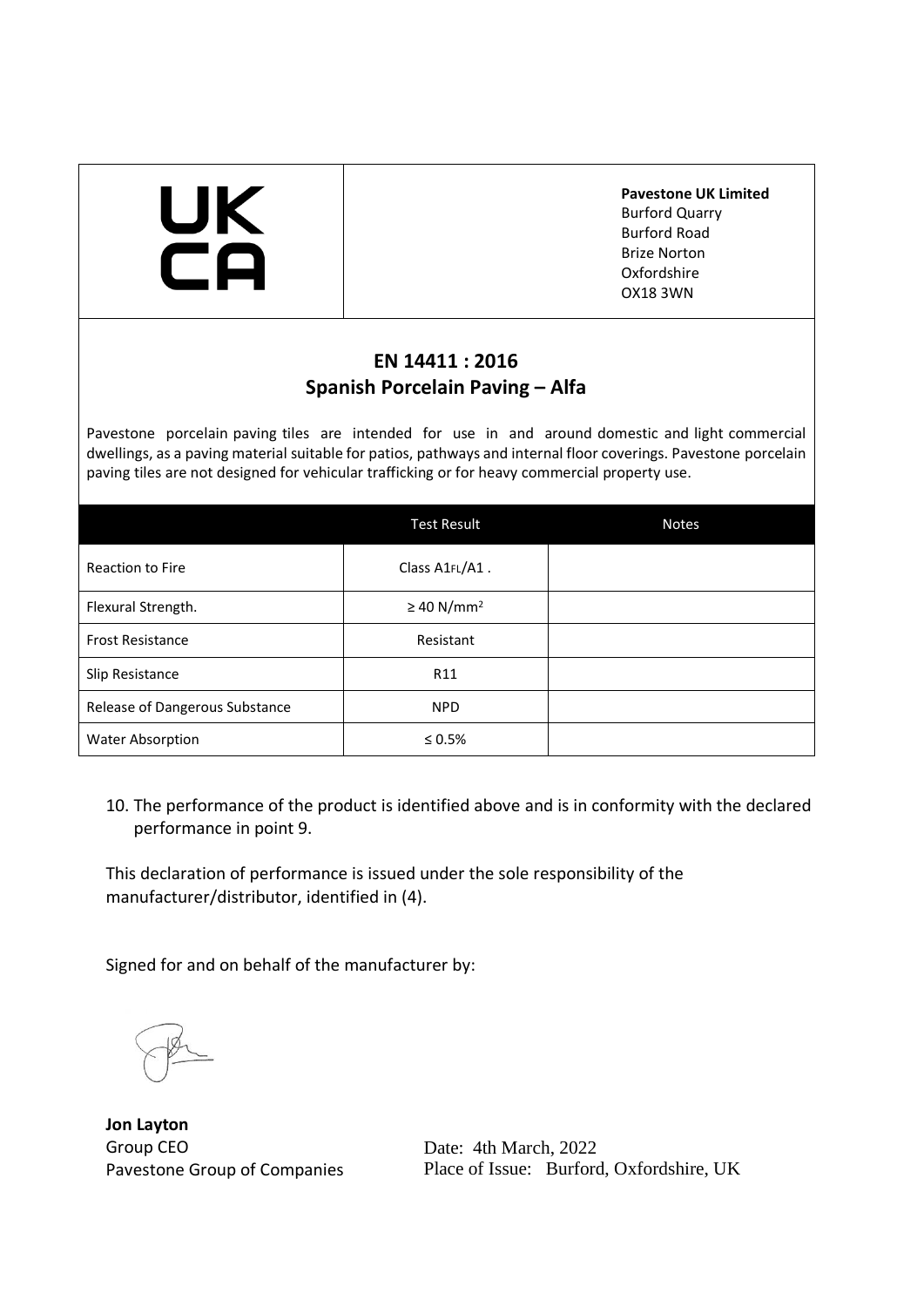UK
CA

**Pavestone UK Limited**
Burford Quarry
Burford Road
Brize Norton
Oxfordshire
OX18 3WN

## EN 14411 : 2016
## Spanish Porcelain Paving – Alfa

Pavestone porcelain paving tiles are intended for use in and around domestic and light commercial dwellings, as a paving material suitable for patios, pathways and internal floor coverings. Pavestone porcelain paving tiles are not designed for vehicular trafficking or for heavy commercial property use.

| | Test Result | Notes |
|---|---|---|
| Reaction to Fire | Class $A1_{FL}$/A1 . | |
| Flexural Strength. | ≥ 40 $N/mm^2$ | |
| Frost Resistance | Resistant | |
| Slip Resistance | R11 | |
| Release of Dangerous Substance | NPD | |
| Water Absorption | ≤ 0.5% | |

10. The performance of the product is identified above and is in conformity with the declared performance in point 9.

This declaration of performance is issued under the sole responsibility of the manufacturer/distributor, identified in (4).

Signed for and on behalf of the manufacturer by:

**Jon Layton**
Group CEO
Pavestone Group of Companies

Date: 4th March, 2022
Place of Issue: Burford, Oxfordshire, UK